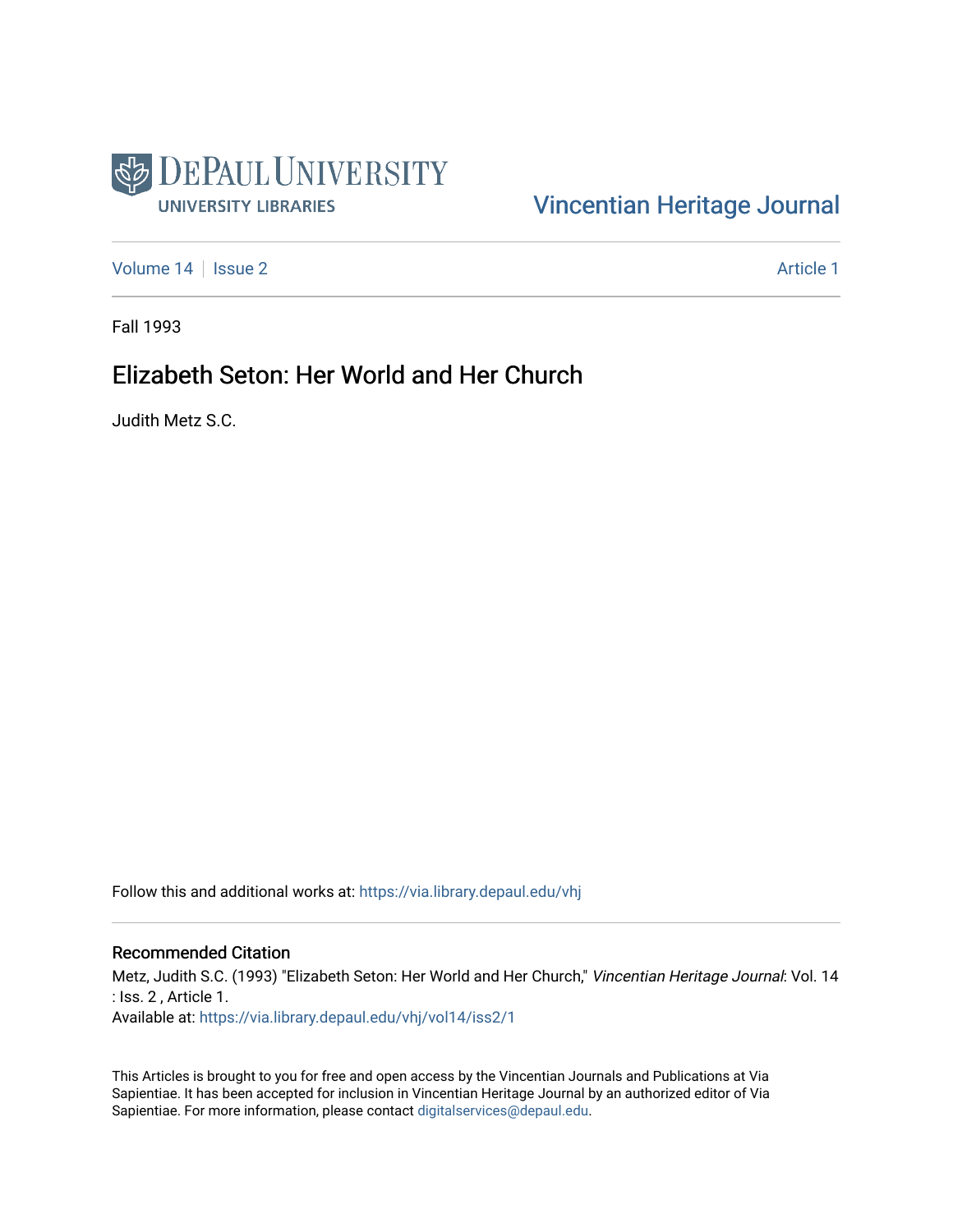DePaul University
UNIVERSITY LIBRARIES

Vincentian Heritage Journal

Volume 14 | Issue 2 — Article 1

Fall 1993

# Elizabeth Seton: Her World and Her Church

Judith Metz S.C.

Follow this and additional works at: https://via.library.depaul.edu/vhj

## Recommended Citation

Metz, Judith S.C. (1993) "Elizabeth Seton: Her World and Her Church," *Vincentian Heritage Journal*: Vol. 14 : Iss. 2 , Article 1.
Available at: https://via.library.depaul.edu/vhj/vol14/iss2/1

This Articles is brought to you for free and open access by the Vincentian Journals and Publications at Via Sapientiae. It has been accepted for inclusion in Vincentian Heritage Journal by an authorized editor of Via Sapientiae. For more information, please contact digitalservices@depaul.edu.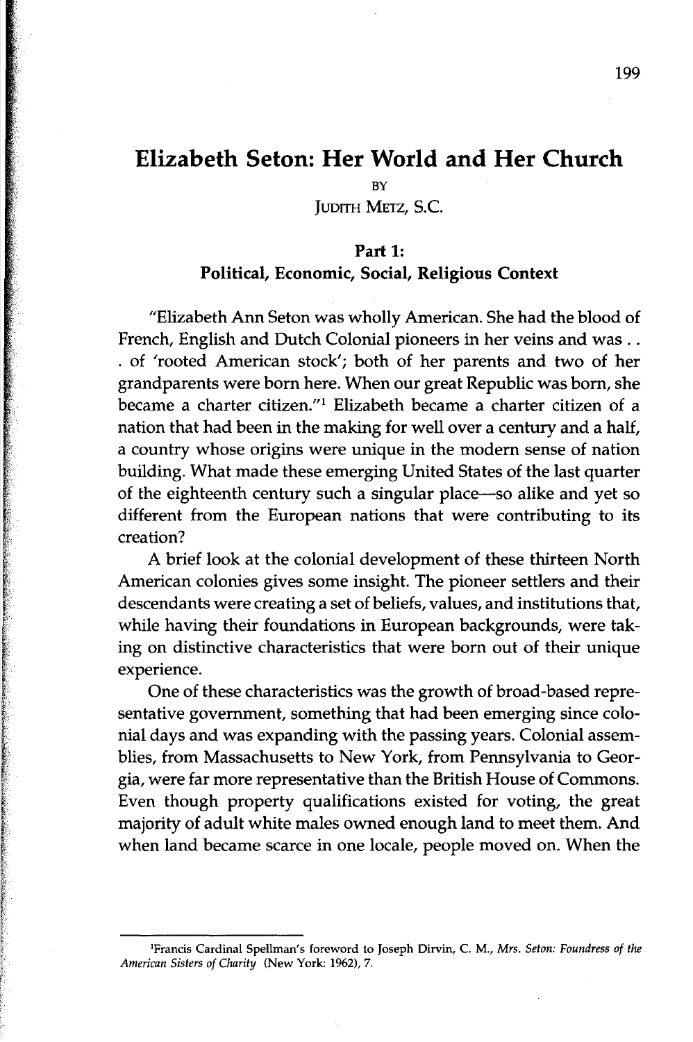# Elizabeth Seton: Her World and Her Church

BY

JUDITH METZ, S.C.

## Part 1:
## Political, Economic, Social, Religious Context

"Elizabeth Ann Seton was wholly American. She had the blood of French, English and Dutch Colonial pioneers in her veins and was . . . of 'rooted American stock'; both of her parents and two of her grandparents were born here. When our great Republic was born, she became a charter citizen."[1] Elizabeth became a charter citizen of a nation that had been in the making for well over a century and a half, a country whose origins were unique in the modern sense of nation building. What made these emerging United States of the last quarter of the eighteenth century such a singular place—so alike and yet so different from the European nations that were contributing to its creation?

A brief look at the colonial development of these thirteen North American colonies gives some insight. The pioneer settlers and their descendants were creating a set of beliefs, values, and institutions that, while having their foundations in European backgrounds, were taking on distinctive characteristics that were born out of their unique experience.

One of these characteristics was the growth of broad-based representative government, something that had been emerging since colonial days and was expanding with the passing years. Colonial assemblies, from Massachusetts to New York, from Pennsylvania to Georgia, were far more representative than the British House of Commons. Even though property qualifications existed for voting, the great majority of adult white males owned enough land to meet them. And when land became scarce in one locale, people moved on. When the

---

[1] Francis Cardinal Spellman's foreword to Joseph Dirvin, C. M., *Mrs. Seton: Foundress of the American Sisters of Charity* (New York: 1962), 7.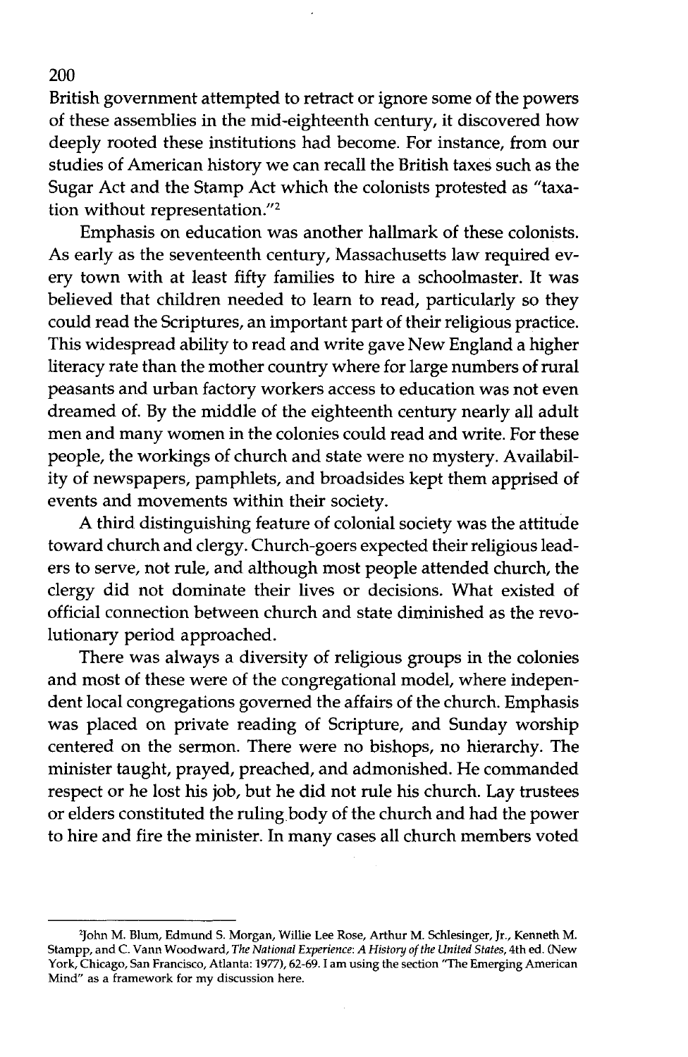British government attempted to retract or ignore some of the powers of these assemblies in the mid-eighteenth century, it discovered how deeply rooted these institutions had become. For instance, from our studies of American history we can recall the British taxes such as the Sugar Act and the Stamp Act which the colonists protested as "taxation without representation."[2]

Emphasis on education was another hallmark of these colonists. As early as the seventeenth century, Massachusetts law required every town with at least fifty families to hire a schoolmaster. It was believed that children needed to learn to read, particularly so they could read the Scriptures, an important part of their religious practice. This widespread ability to read and write gave New England a higher literacy rate than the mother country where for large numbers of rural peasants and urban factory workers access to education was not even dreamed of. By the middle of the eighteenth century nearly all adult men and many women in the colonies could read and write. For these people, the workings of church and state were no mystery. Availability of newspapers, pamphlets, and broadsides kept them apprised of events and movements within their society.

A third distinguishing feature of colonial society was the attitude toward church and clergy. Church-goers expected their religious leaders to serve, not rule, and although most people attended church, the clergy did not dominate their lives or decisions. What existed of official connection between church and state diminished as the revolutionary period approached.

There was always a diversity of religious groups in the colonies and most of these were of the congregational model, where independent local congregations governed the affairs of the church. Emphasis was placed on private reading of Scripture, and Sunday worship centered on the sermon. There were no bishops, no hierarchy. The minister taught, prayed, preached, and admonished. He commanded respect or he lost his job, but he did not rule his church. Lay trustees or elders constituted the ruling body of the church and had the power to hire and fire the minister. In many cases all church members voted

---

[2] John M. Blum, Edmund S. Morgan, Willie Lee Rose, Arthur M. Schlesinger, Jr., Kenneth M. Stampp, and C. Vann Woodward, *The National Experience: A History of the United States*, 4th ed. (New York, Chicago, San Francisco, Atlanta: 1977), 62-69. I am using the section "The Emerging American Mind" as a framework for my discussion here.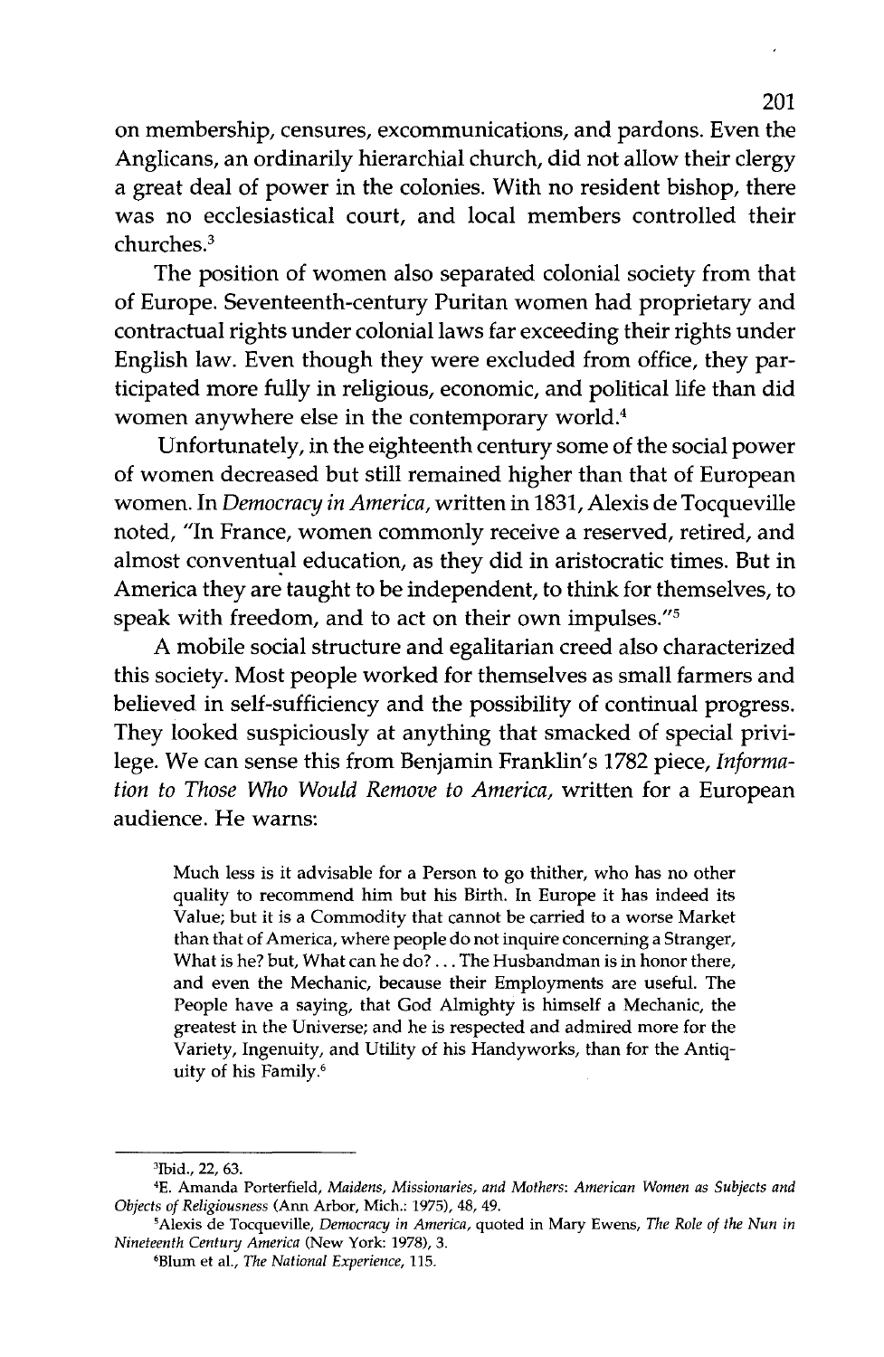on membership, censures, excommunications, and pardons. Even the Anglicans, an ordinarily hierarchial church, did not allow their clergy a great deal of power in the colonies. With no resident bishop, there was no ecclesiastical court, and local members controlled their churches.[3]

The position of women also separated colonial society from that of Europe. Seventeenth-century Puritan women had proprietary and contractual rights under colonial laws far exceeding their rights under English law. Even though they were excluded from office, they participated more fully in religious, economic, and political life than did women anywhere else in the contemporary world.[4]

Unfortunately, in the eighteenth century some of the social power of women decreased but still remained higher than that of European women. In *Democracy in America,* written in 1831, Alexis de Tocqueville noted, "In France, women commonly receive a reserved, retired, and almost conventual education, as they did in aristocratic times. But in America they are taught to be independent, to think for themselves, to speak with freedom, and to act on their own impulses."[5]

A mobile social structure and egalitarian creed also characterized this society. Most people worked for themselves as small farmers and believed in self-sufficiency and the possibility of continual progress. They looked suspiciously at anything that smacked of special privilege. We can sense this from Benjamin Franklin's 1782 piece, *Information to Those Who Would Remove to America,* written for a European audience. He warns:

> Much less is it advisable for a Person to go thither, who has no other quality to recommend him but his Birth. In Europe it has indeed its Value; but it is a Commodity that cannot be carried to a worse Market than that of America, where people do not inquire concerning a Stranger, What is he? but, What can he do? . . . The Husbandman is in honor there, and even the Mechanic, because their Employments are useful. The People have a saying, that God Almighty is himself a Mechanic, the greatest in the Universe; and he is respected and admired more for the Variety, Ingenuity, and Utility of his Handyworks, than for the Antiquity of his Family.[6]

---

[3] Ibid., 22, 63.

[4] E. Amanda Porterfield, *Maidens, Missionaries, and Mothers: American Women as Subjects and Objects of Religiousness* (Ann Arbor, Mich.: 1975), 48, 49.

[5] Alexis de Tocqueville, *Democracy in America,* quoted in Mary Ewens, *The Role of the Nun in Nineteenth Century America* (New York: 1978), 3.

[6] Blum et al., *The National Experience,* 115.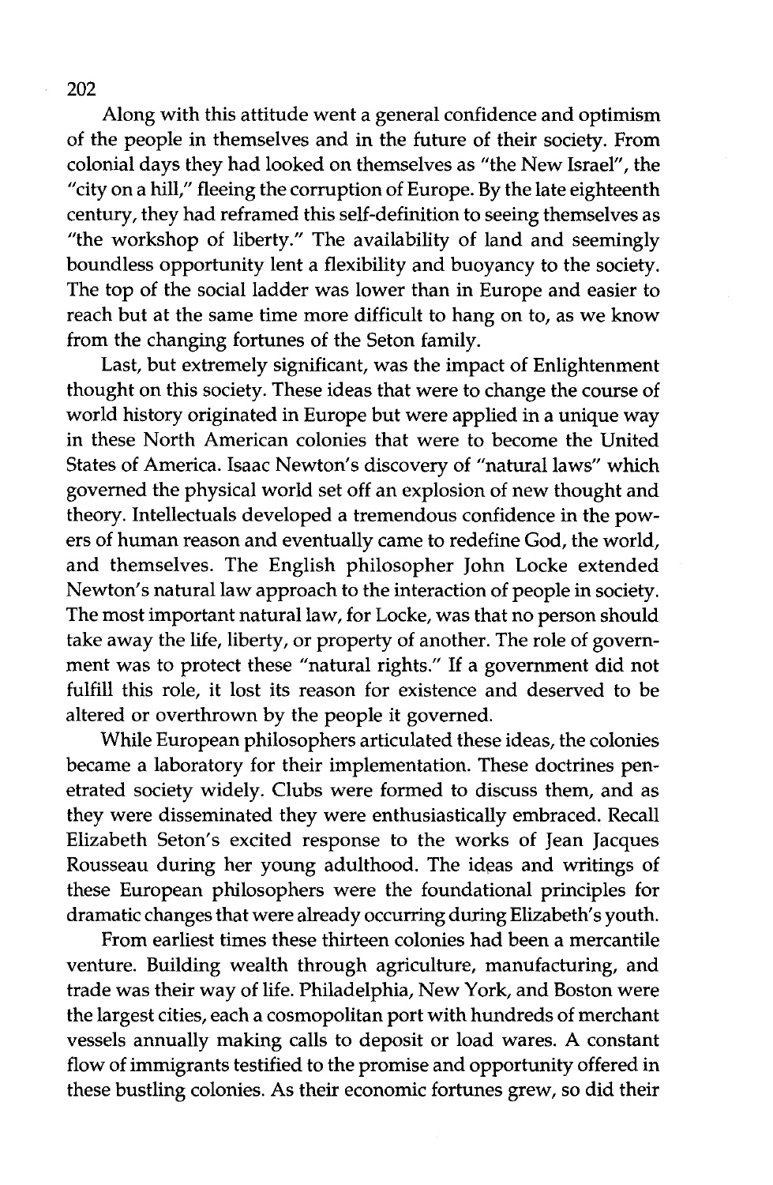Along with this attitude went a general confidence and optimism of the people in themselves and in the future of their society. From colonial days they had looked on themselves as "the New Israel", the "city on a hill," fleeing the corruption of Europe. By the late eighteenth century, they had reframed this self-definition to seeing themselves as "the workshop of liberty." The availability of land and seemingly boundless opportunity lent a flexibility and buoyancy to the society. The top of the social ladder was lower than in Europe and easier to reach but at the same time more difficult to hang on to, as we know from the changing fortunes of the Seton family.

Last, but extremely significant, was the impact of Enlightenment thought on this society. These ideas that were to change the course of world history originated in Europe but were applied in a unique way in these North American colonies that were to become the United States of America. Isaac Newton's discovery of "natural laws" which governed the physical world set off an explosion of new thought and theory. Intellectuals developed a tremendous confidence in the powers of human reason and eventually came to redefine God, the world, and themselves. The English philosopher John Locke extended Newton's natural law approach to the interaction of people in society. The most important natural law, for Locke, was that no person should take away the life, liberty, or property of another. The role of government was to protect these "natural rights." If a government did not fulfill this role, it lost its reason for existence and deserved to be altered or overthrown by the people it governed.

While European philosophers articulated these ideas, the colonies became a laboratory for their implementation. These doctrines penetrated society widely. Clubs were formed to discuss them, and as they were disseminated they were enthusiastically embraced. Recall Elizabeth Seton's excited response to the works of Jean Jacques Rousseau during her young adulthood. The ideas and writings of these European philosophers were the foundational principles for dramatic changes that were already occurring during Elizabeth's youth.

From earliest times these thirteen colonies had been a mercantile venture. Building wealth through agriculture, manufacturing, and trade was their way of life. Philadelphia, New York, and Boston were the largest cities, each a cosmopolitan port with hundreds of merchant vessels annually making calls to deposit or load wares. A constant flow of immigrants testified to the promise and opportunity offered in these bustling colonies. As their economic fortunes grew, so did their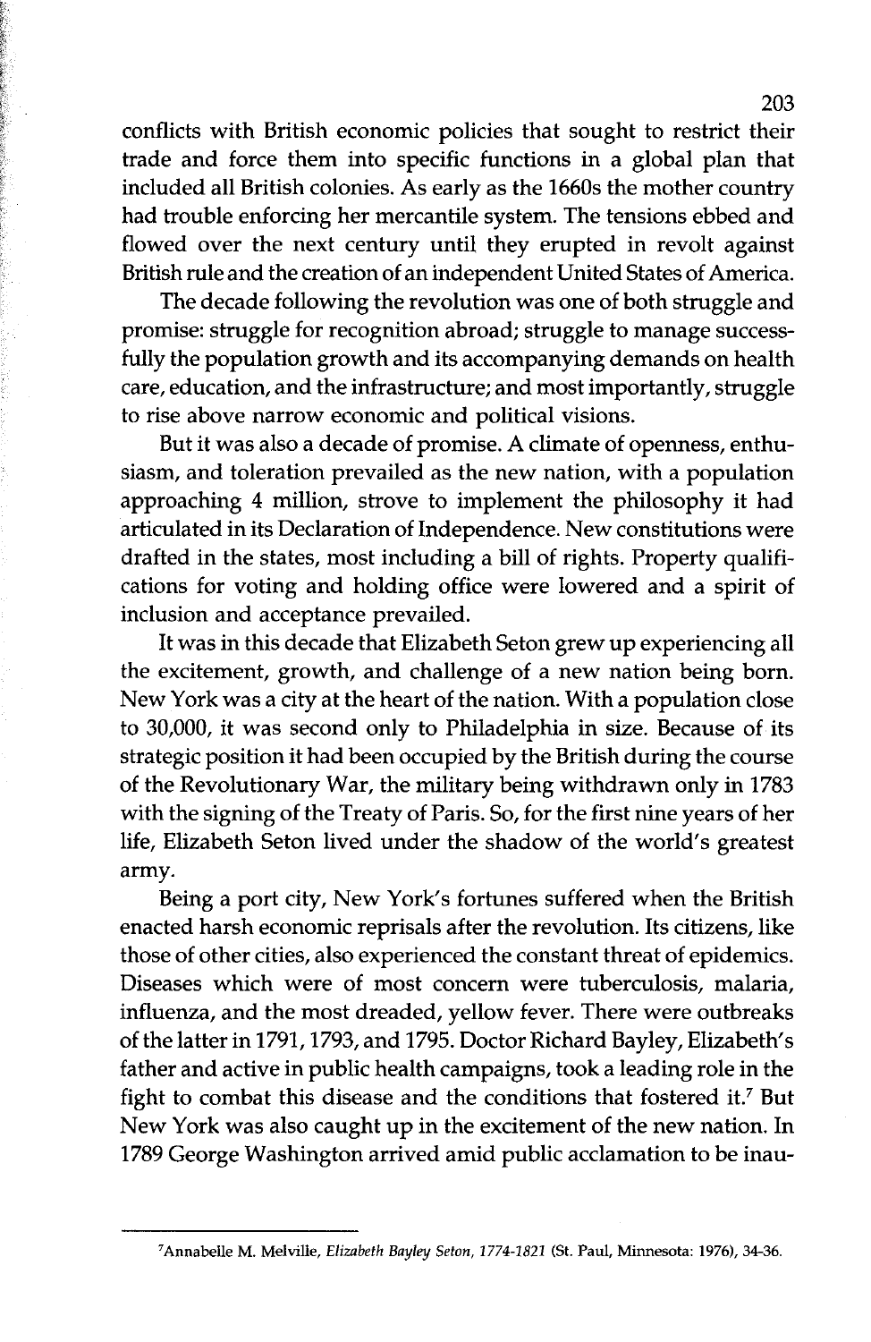conflicts with British economic policies that sought to restrict their trade and force them into specific functions in a global plan that included all British colonies. As early as the 1660s the mother country had trouble enforcing her mercantile system. The tensions ebbed and flowed over the next century until they erupted in revolt against British rule and the creation of an independent United States of America.

The decade following the revolution was one of both struggle and promise: struggle for recognition abroad; struggle to manage successfully the population growth and its accompanying demands on health care, education, and the infrastructure; and most importantly, struggle to rise above narrow economic and political visions.

But it was also a decade of promise. A climate of openness, enthusiasm, and toleration prevailed as the new nation, with a population approaching 4 million, strove to implement the philosophy it had articulated in its Declaration of Independence. New constitutions were drafted in the states, most including a bill of rights. Property qualifications for voting and holding office were lowered and a spirit of inclusion and acceptance prevailed.

It was in this decade that Elizabeth Seton grew up experiencing all the excitement, growth, and challenge of a new nation being born. New York was a city at the heart of the nation. With a population close to 30,000, it was second only to Philadelphia in size. Because of its strategic position it had been occupied by the British during the course of the Revolutionary War, the military being withdrawn only in 1783 with the signing of the Treaty of Paris. So, for the first nine years of her life, Elizabeth Seton lived under the shadow of the world's greatest army.

Being a port city, New York's fortunes suffered when the British enacted harsh economic reprisals after the revolution. Its citizens, like those of other cities, also experienced the constant threat of epidemics. Diseases which were of most concern were tuberculosis, malaria, influenza, and the most dreaded, yellow fever. There were outbreaks of the latter in 1791, 1793, and 1795. Doctor Richard Bayley, Elizabeth's father and active in public health campaigns, took a leading role in the fight to combat this disease and the conditions that fostered it.[7] But New York was also caught up in the excitement of the new nation. In 1789 George Washington arrived amid public acclamation to be inau-

---

[7] Annabelle M. Melville, *Elizabeth Bayley Seton, 1774-1821* (St. Paul, Minnesota: 1976), 34-36.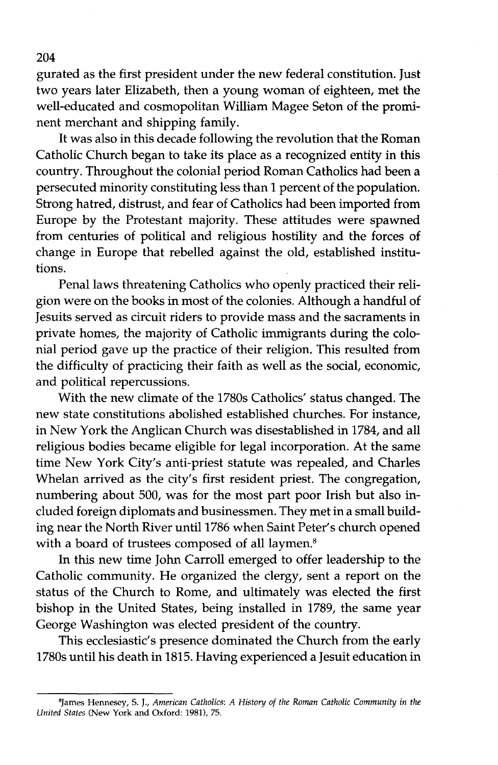gurated as the first president under the new federal constitution. Just two years later Elizabeth, then a young woman of eighteen, met the well-educated and cosmopolitan William Magee Seton of the prominent merchant and shipping family.

It was also in this decade following the revolution that the Roman Catholic Church began to take its place as a recognized entity in this country. Throughout the colonial period Roman Catholics had been a persecuted minority constituting less than 1 percent of the population. Strong hatred, distrust, and fear of Catholics had been imported from Europe by the Protestant majority. These attitudes were spawned from centuries of political and religious hostility and the forces of change in Europe that rebelled against the old, established institutions.

Penal laws threatening Catholics who openly practiced their religion were on the books in most of the colonies. Although a handful of Jesuits served as circuit riders to provide mass and the sacraments in private homes, the majority of Catholic immigrants during the colonial period gave up the practice of their religion. This resulted from the difficulty of practicing their faith as well as the social, economic, and political repercussions.

With the new climate of the 1780s Catholics' status changed. The new state constitutions abolished established churches. For instance, in New York the Anglican Church was disestablished in 1784, and all religious bodies became eligible for legal incorporation. At the same time New York City's anti-priest statute was repealed, and Charles Whelan arrived as the city's first resident priest. The congregation, numbering about 500, was for the most part poor Irish but also included foreign diplomats and businessmen. They met in a small building near the North River until 1786 when Saint Peter's church opened with a board of trustees composed of all laymen.[8]

In this new time John Carroll emerged to offer leadership to the Catholic community. He organized the clergy, sent a report on the status of the Church to Rome, and ultimately was elected the first bishop in the United States, being installed in 1789, the same year George Washington was elected president of the country.

This ecclesiastic's presence dominated the Church from the early 1780s until his death in 1815. Having experienced a Jesuit education in

[8]James Hennesey, S. J., *American Catholics: A History of the Roman Catholic Community in the United States* (New York and Oxford: 1981), 75.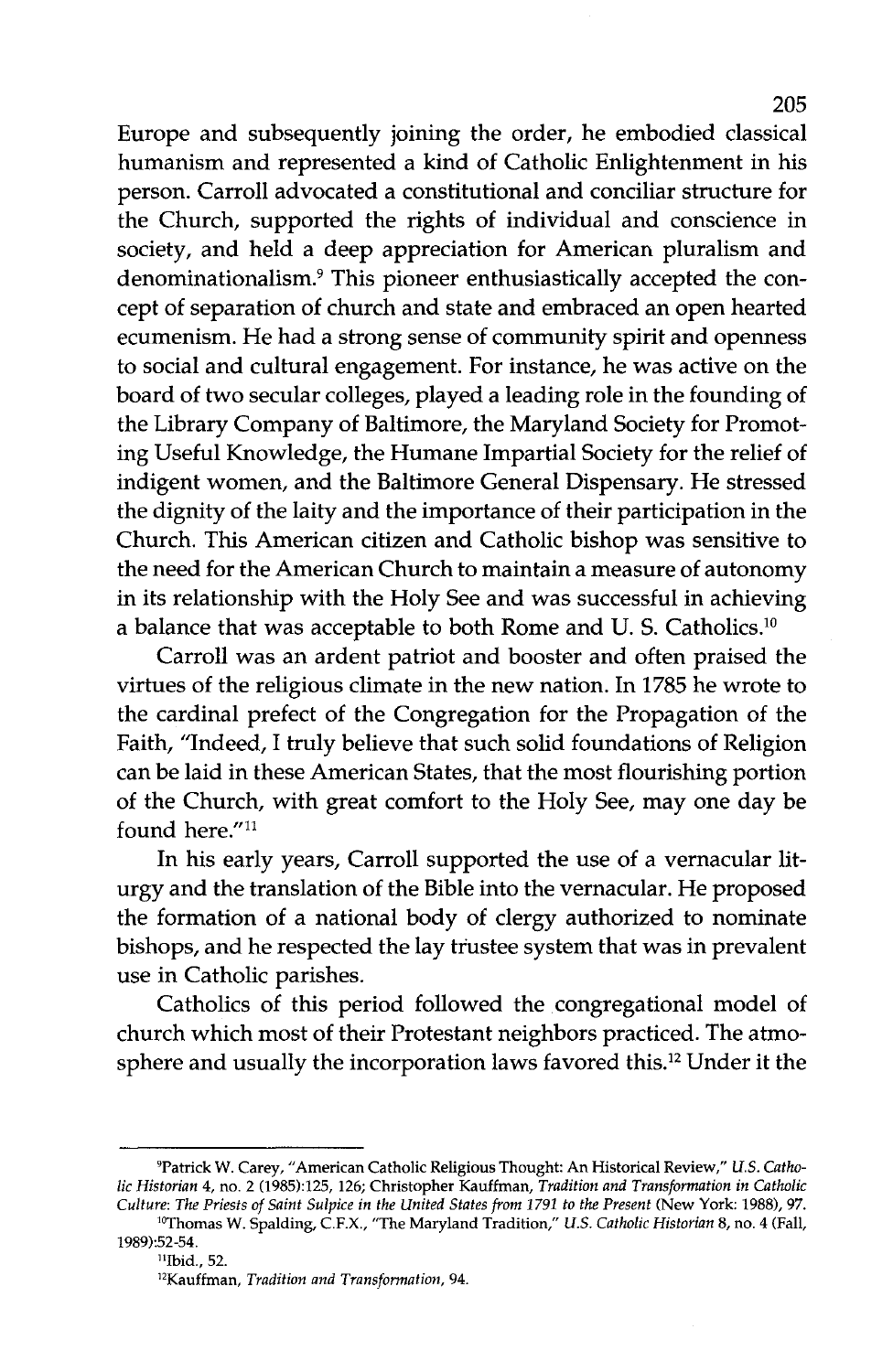Europe and subsequently joining the order, he embodied classical humanism and represented a kind of Catholic Enlightenment in his person. Carroll advocated a constitutional and conciliar structure for the Church, supported the rights of individual and conscience in society, and held a deep appreciation for American pluralism and denominationalism.[9] This pioneer enthusiastically accepted the concept of separation of church and state and embraced an open hearted ecumenism. He had a strong sense of community spirit and openness to social and cultural engagement. For instance, he was active on the board of two secular colleges, played a leading role in the founding of the Library Company of Baltimore, the Maryland Society for Promoting Useful Knowledge, the Humane Impartial Society for the relief of indigent women, and the Baltimore General Dispensary. He stressed the dignity of the laity and the importance of their participation in the Church. This American citizen and Catholic bishop was sensitive to the need for the American Church to maintain a measure of autonomy in its relationship with the Holy See and was successful in achieving a balance that was acceptable to both Rome and U. S. Catholics.[10]

Carroll was an ardent patriot and booster and often praised the virtues of the religious climate in the new nation. In 1785 he wrote to the cardinal prefect of the Congregation for the Propagation of the Faith, "Indeed, I truly believe that such solid foundations of Religion can be laid in these American States, that the most flourishing portion of the Church, with great comfort to the Holy See, may one day be found here."[11]

In his early years, Carroll supported the use of a vernacular liturgy and the translation of the Bible into the vernacular. He proposed the formation of a national body of clergy authorized to nominate bishops, and he respected the lay trustee system that was in prevalent use in Catholic parishes.

Catholics of this period followed the congregational model of church which most of their Protestant neighbors practiced. The atmosphere and usually the incorporation laws favored this.[12] Under it the

---

[9] Patrick W. Carey, "American Catholic Religious Thought: An Historical Review," *U.S. Catholic Historian* 4, no. 2 (1985):125, 126; Christopher Kauffman, *Tradition and Transformation in Catholic Culture: The Priests of Saint Sulpice in the United States from 1791 to the Present* (New York: 1988), 97.

[10] Thomas W. Spalding, C.F.X., "The Maryland Tradition," *U.S. Catholic Historian* 8, no. 4 (Fall, 1989):52-54.

[11] Ibid., 52.

[12] Kauffman, *Tradition and Transformation*, 94.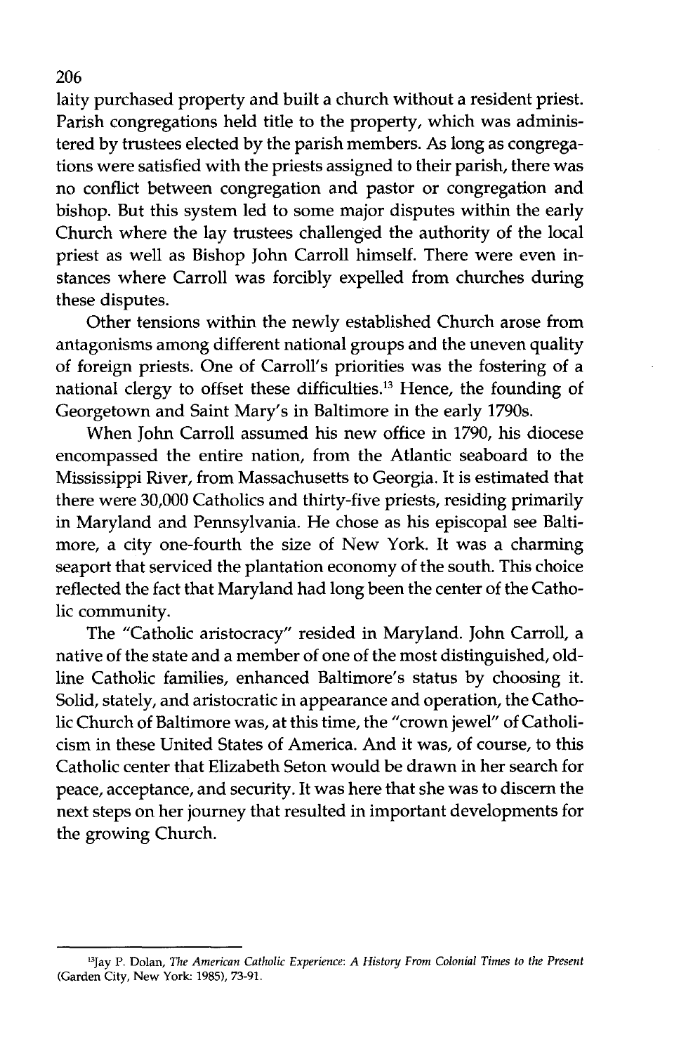laity purchased property and built a church without a resident priest. Parish congregations held title to the property, which was administered by trustees elected by the parish members. As long as congregations were satisfied with the priests assigned to their parish, there was no conflict between congregation and pastor or congregation and bishop. But this system led to some major disputes within the early Church where the lay trustees challenged the authority of the local priest as well as Bishop John Carroll himself. There were even instances where Carroll was forcibly expelled from churches during these disputes.

Other tensions within the newly established Church arose from antagonisms among different national groups and the uneven quality of foreign priests. One of Carroll's priorities was the fostering of a national clergy to offset these difficulties.[13] Hence, the founding of Georgetown and Saint Mary's in Baltimore in the early 1790s.

When John Carroll assumed his new office in 1790, his diocese encompassed the entire nation, from the Atlantic seaboard to the Mississippi River, from Massachusetts to Georgia. It is estimated that there were 30,000 Catholics and thirty-five priests, residing primarily in Maryland and Pennsylvania. He chose as his episcopal see Baltimore, a city one-fourth the size of New York. It was a charming seaport that serviced the plantation economy of the south. This choice reflected the fact that Maryland had long been the center of the Catholic community.

The "Catholic aristocracy" resided in Maryland. John Carroll, a native of the state and a member of one of the most distinguished, old-line Catholic families, enhanced Baltimore's status by choosing it. Solid, stately, and aristocratic in appearance and operation, the Catholic Church of Baltimore was, at this time, the "crown jewel" of Catholicism in these United States of America. And it was, of course, to this Catholic center that Elizabeth Seton would be drawn in her search for peace, acceptance, and security. It was here that she was to discern the next steps on her journey that resulted in important developments for the growing Church.

---

[13] Jay P. Dolan, *The American Catholic Experience: A History From Colonial Times to the Present* (Garden City, New York: 1985), 73-91.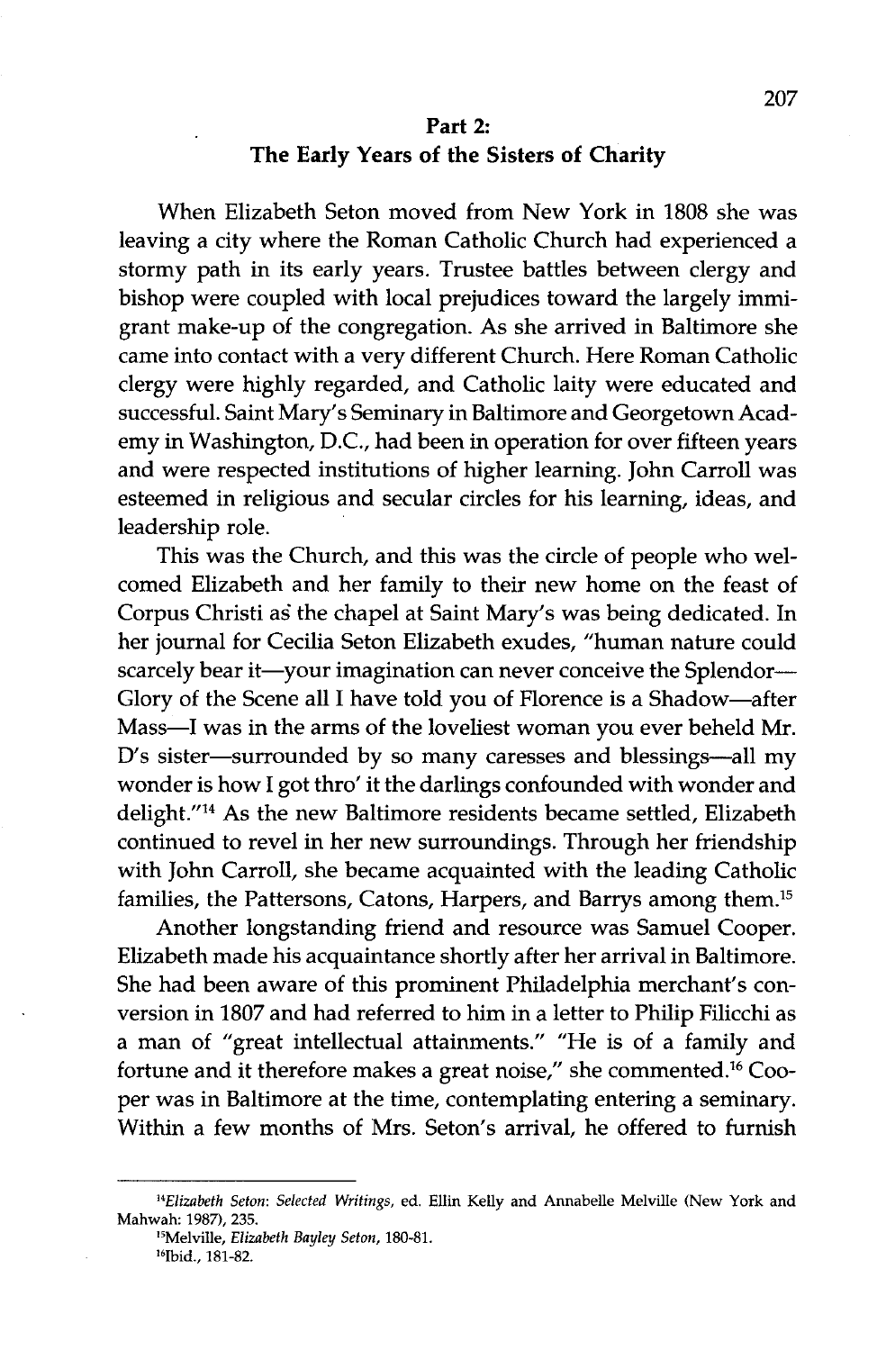## Part 2:
## The Early Years of the Sisters of Charity

When Elizabeth Seton moved from New York in 1808 she was leaving a city where the Roman Catholic Church had experienced a stormy path in its early years. Trustee battles between clergy and bishop were coupled with local prejudices toward the largely immigrant make-up of the congregation. As she arrived in Baltimore she came into contact with a very different Church. Here Roman Catholic clergy were highly regarded, and Catholic laity were educated and successful. Saint Mary's Seminary in Baltimore and Georgetown Academy in Washington, D.C., had been in operation for over fifteen years and were respected institutions of higher learning. John Carroll was esteemed in religious and secular circles for his learning, ideas, and leadership role.

This was the Church, and this was the circle of people who welcomed Elizabeth and her family to their new home on the feast of Corpus Christi as the chapel at Saint Mary's was being dedicated. In her journal for Cecilia Seton Elizabeth exudes, "human nature could scarcely bear it—your imagination can never conceive the Splendor—Glory of the Scene all I have told you of Florence is a Shadow—after Mass—I was in the arms of the loveliest woman you ever beheld Mr. D's sister—surrounded by so many caresses and blessings—all my wonder is how I got thro' it the darlings confounded with wonder and delight."[14] As the new Baltimore residents became settled, Elizabeth continued to revel in her new surroundings. Through her friendship with John Carroll, she became acquainted with the leading Catholic families, the Pattersons, Catons, Harpers, and Barrys among them.[15]

Another longstanding friend and resource was Samuel Cooper. Elizabeth made his acquaintance shortly after her arrival in Baltimore. She had been aware of this prominent Philadelphia merchant's conversion in 1807 and had referred to him in a letter to Philip Filicchi as a man of "great intellectual attainments." "He is of a family and fortune and it therefore makes a great noise," she commented.[16] Cooper was in Baltimore at the time, contemplating entering a seminary. Within a few months of Mrs. Seton's arrival, he offered to furnish

---

[14] *Elizabeth Seton: Selected Writings*, ed. Ellin Kelly and Annabelle Melville (New York and Mahwah: 1987), 235.

[15] Melville, *Elizabeth Bayley Seton*, 180-81.

[16] Ibid., 181-82.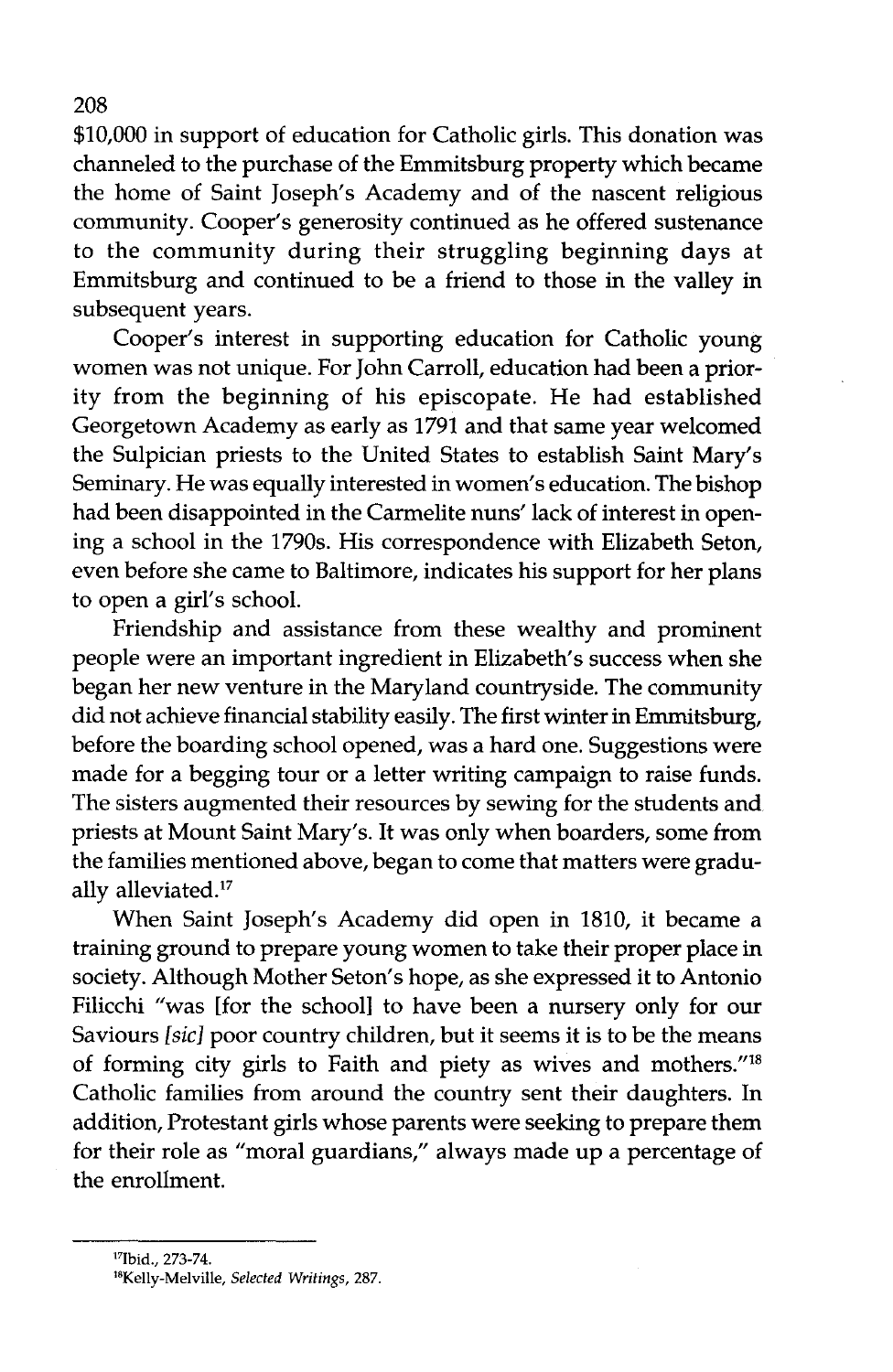$10,000 in support of education for Catholic girls. This donation was channeled to the purchase of the Emmitsburg property which became the home of Saint Joseph's Academy and of the nascent religious community. Cooper's generosity continued as he offered sustenance to the community during their struggling beginning days at Emmitsburg and continued to be a friend to those in the valley in subsequent years.

Cooper's interest in supporting education for Catholic young women was not unique. For John Carroll, education had been a priority from the beginning of his episcopate. He had established Georgetown Academy as early as 1791 and that same year welcomed the Sulpician priests to the United States to establish Saint Mary's Seminary. He was equally interested in women's education. The bishop had been disappointed in the Carmelite nuns' lack of interest in opening a school in the 1790s. His correspondence with Elizabeth Seton, even before she came to Baltimore, indicates his support for her plans to open a girl's school.

Friendship and assistance from these wealthy and prominent people were an important ingredient in Elizabeth's success when she began her new venture in the Maryland countryside. The community did not achieve financial stability easily. The first winter in Emmitsburg, before the boarding school opened, was a hard one. Suggestions were made for a begging tour or a letter writing campaign to raise funds. The sisters augmented their resources by sewing for the students and priests at Mount Saint Mary's. It was only when boarders, some from the families mentioned above, began to come that matters were gradually alleviated.[17]

When Saint Joseph's Academy did open in 1810, it became a training ground to prepare young women to take their proper place in society. Although Mother Seton's hope, as she expressed it to Antonio Filicchi "was [for the school] to have been a nursery only for our Saviours *[sic]* poor country children, but it seems it is to be the means of forming city girls to Faith and piety as wives and mothers."[18] Catholic families from around the country sent their daughters. In addition, Protestant girls whose parents were seeking to prepare them for their role as "moral guardians," always made up a percentage of the enrollment.

---

[17] Ibid., 273-74.

[18] Kelly-Melville, *Selected Writings*, 287.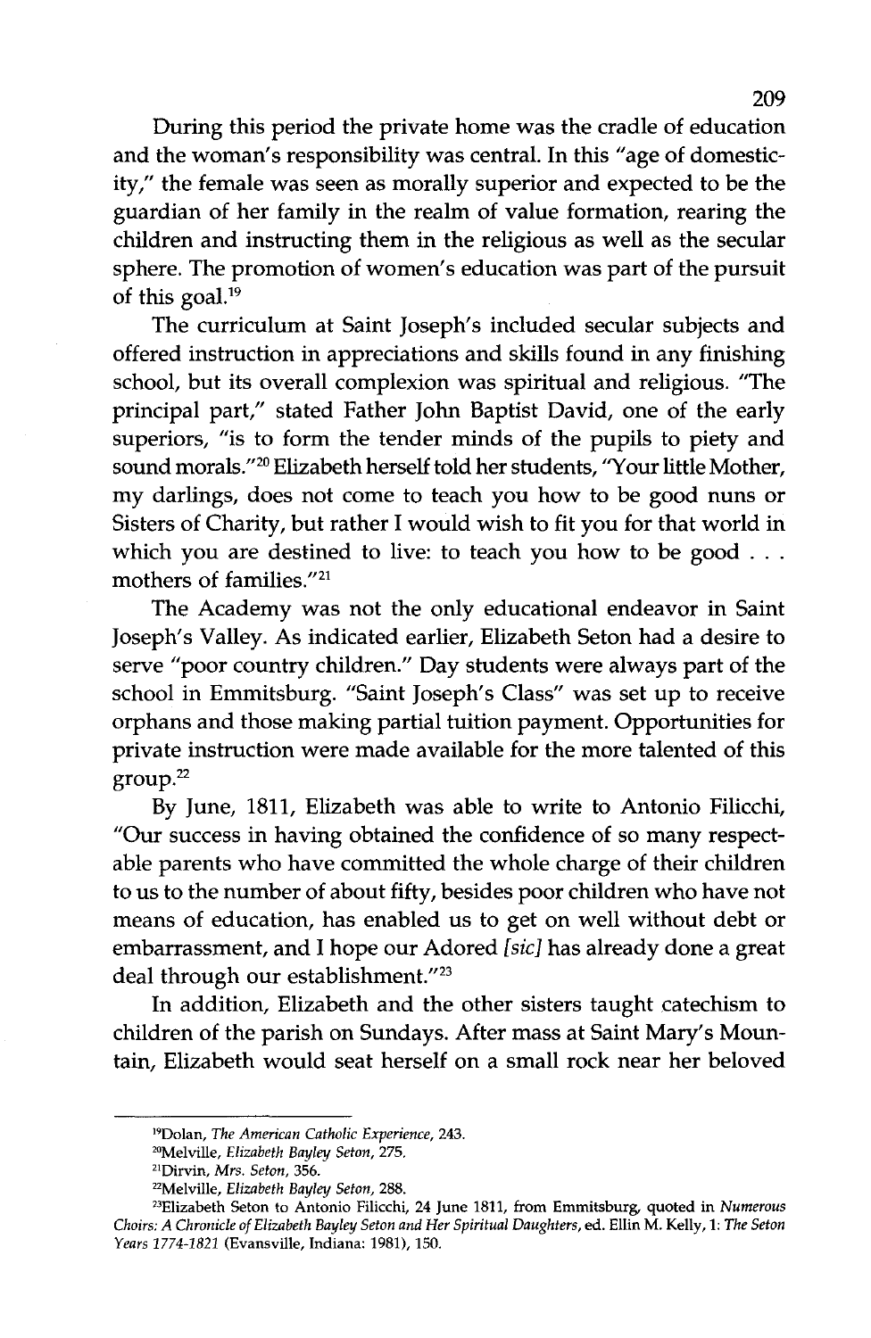During this period the private home was the cradle of education and the woman's responsibility was central. In this "age of domesticity," the female was seen as morally superior and expected to be the guardian of her family in the realm of value formation, rearing the children and instructing them in the religious as well as the secular sphere. The promotion of women's education was part of the pursuit of this goal.[19]

The curriculum at Saint Joseph's included secular subjects and offered instruction in appreciations and skills found in any finishing school, but its overall complexion was spiritual and religious. "The principal part," stated Father John Baptist David, one of the early superiors, "is to form the tender minds of the pupils to piety and sound morals."[20] Elizabeth herself told her students, "Your little Mother, my darlings, does not come to teach you how to be good nuns or Sisters of Charity, but rather I would wish to fit you for that world in which you are destined to live: to teach you how to be good . . . mothers of families."[21]

The Academy was not the only educational endeavor in Saint Joseph's Valley. As indicated earlier, Elizabeth Seton had a desire to serve "poor country children." Day students were always part of the school in Emmitsburg. "Saint Joseph's Class" was set up to receive orphans and those making partial tuition payment. Opportunities for private instruction were made available for the more talented of this group.[22]

By June, 1811, Elizabeth was able to write to Antonio Filicchi, "Our success in having obtained the confidence of so many respectable parents who have committed the whole charge of their children to us to the number of about fifty, besides poor children who have not means of education, has enabled us to get on well without debt or embarrassment, and I hope our Adored *[sic]* has already done a great deal through our establishment."[23]

In addition, Elizabeth and the other sisters taught catechism to children of the parish on Sundays. After mass at Saint Mary's Mountain, Elizabeth would seat herself on a small rock near her beloved

---

[19] Dolan, *The American Catholic Experience*, 243.

[20] Melville, *Elizabeth Bayley Seton*, 275.

[21] Dirvin, *Mrs. Seton*, 356.

[22] Melville, *Elizabeth Bayley Seton*, 288.

[23] Elizabeth Seton to Antonio Filicchi, 24 June 1811, from Emmitsburg, quoted in *Numerous Choirs: A Chronicle of Elizabeth Bayley Seton and Her Spiritual Daughters*, ed. Ellin M. Kelly, 1: *The Seton Years 1774-1821* (Evansville, Indiana: 1981), 150.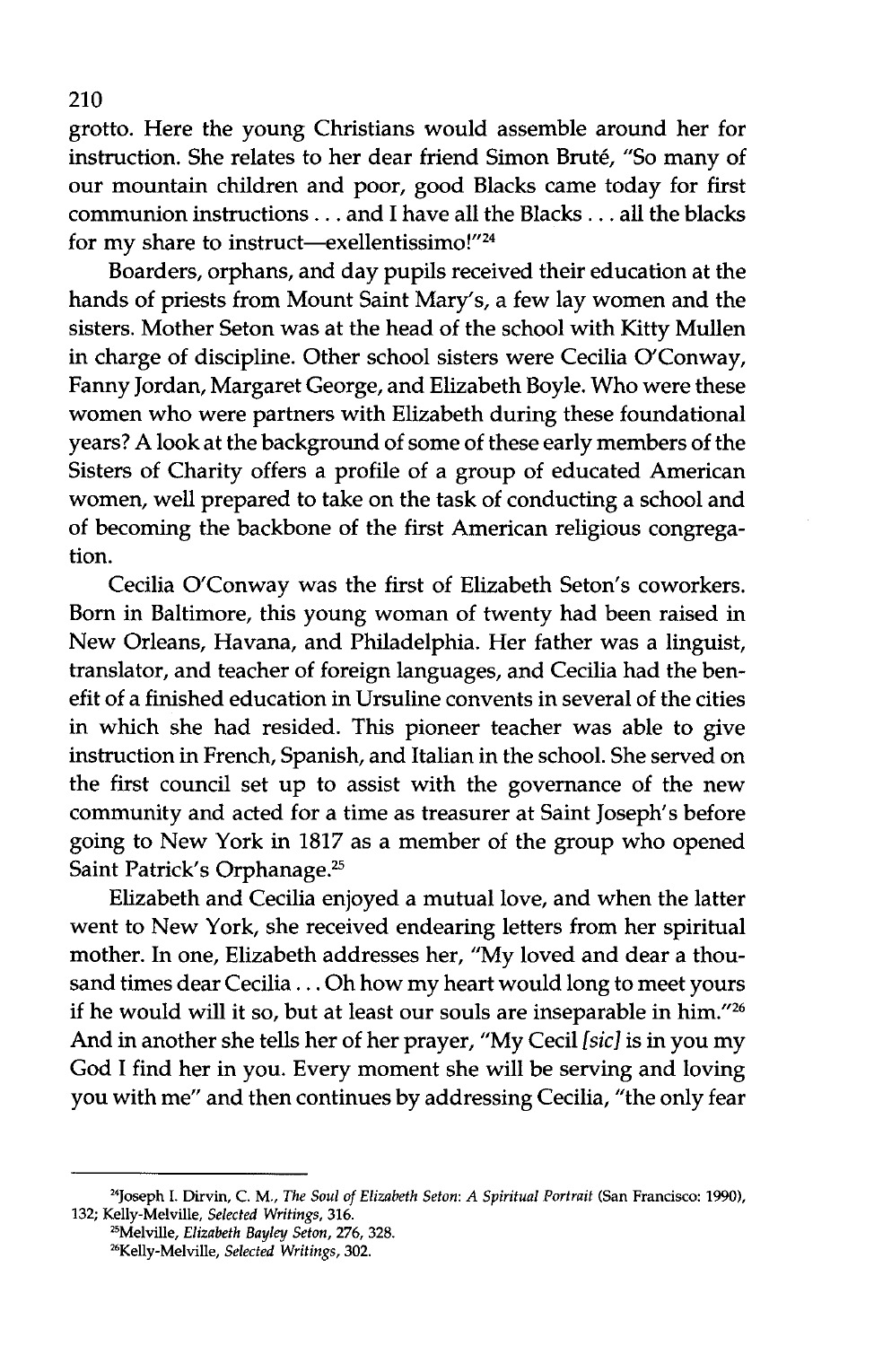grotto. Here the young Christians would assemble around her for instruction. She relates to her dear friend Simon Bruté, "So many of our mountain children and poor, good Blacks came today for first communion instructions . . . and I have all the Blacks . . . all the blacks for my share to instruct—exellentissimo!"[24]

Boarders, orphans, and day pupils received their education at the hands of priests from Mount Saint Mary's, a few lay women and the sisters. Mother Seton was at the head of the school with Kitty Mullen in charge of discipline. Other school sisters were Cecilia O'Conway, Fanny Jordan, Margaret George, and Elizabeth Boyle. Who were these women who were partners with Elizabeth during these foundational years? A look at the background of some of these early members of the Sisters of Charity offers a profile of a group of educated American women, well prepared to take on the task of conducting a school and of becoming the backbone of the first American religious congregation.

Cecilia O'Conway was the first of Elizabeth Seton's coworkers. Born in Baltimore, this young woman of twenty had been raised in New Orleans, Havana, and Philadelphia. Her father was a linguist, translator, and teacher of foreign languages, and Cecilia had the benefit of a finished education in Ursuline convents in several of the cities in which she had resided. This pioneer teacher was able to give instruction in French, Spanish, and Italian in the school. She served on the first council set up to assist with the governance of the new community and acted for a time as treasurer at Saint Joseph's before going to New York in 1817 as a member of the group who opened Saint Patrick's Orphanage.[25]

Elizabeth and Cecilia enjoyed a mutual love, and when the latter went to New York, she received endearing letters from her spiritual mother. In one, Elizabeth addresses her, "My loved and dear a thousand times dear Cecilia . . . Oh how my heart would long to meet yours if he would will it so, but at least our souls are inseparable in him."[26] And in another she tells her of her prayer, "My Cecil *[sic]* is in you my God I find her in you. Every moment she will be serving and loving you with me" and then continues by addressing Cecilia, "the only fear

---

[24]Joseph I. Dirvin, C. M., *The Soul of Elizabeth Seton: A Spiritual Portrait* (San Francisco: 1990), 132; Kelly-Melville, *Selected Writings*, 316.

[25]Melville, *Elizabeth Bayley Seton*, 276, 328.

[26]Kelly-Melville, *Selected Writings*, 302.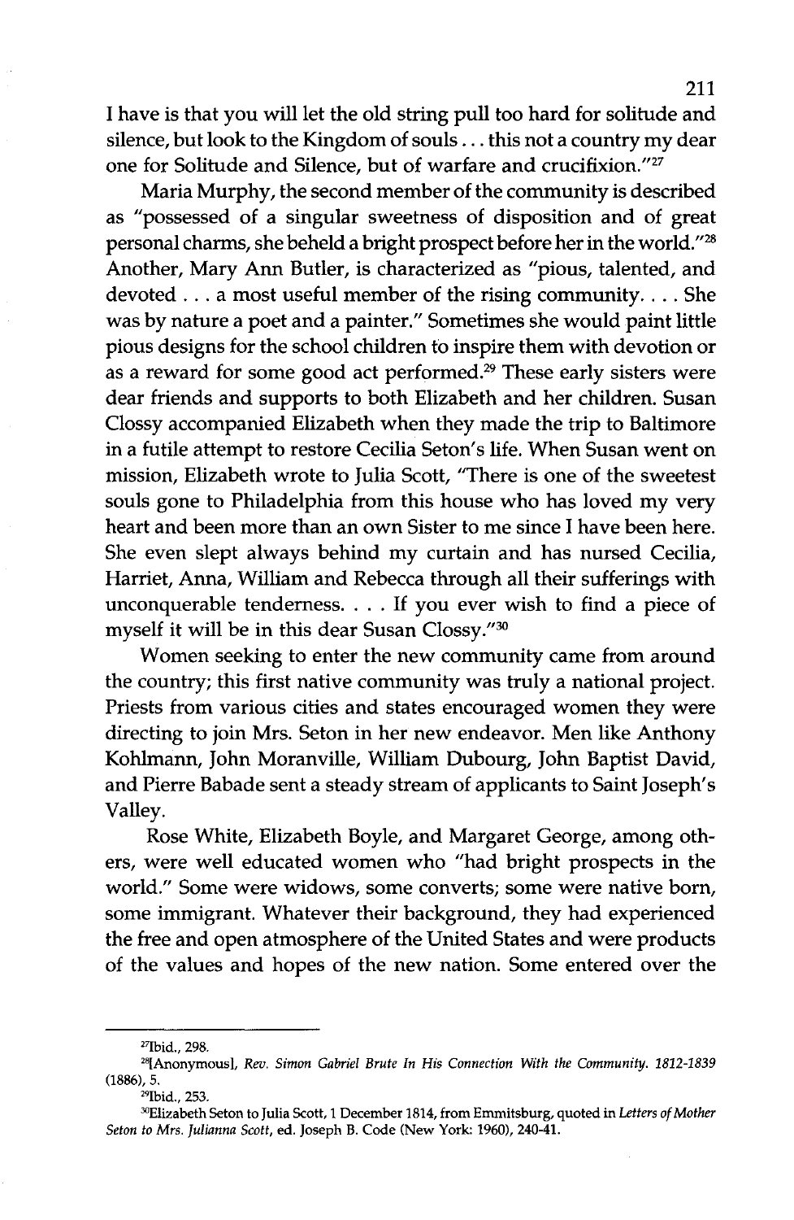I have is that you will let the old string pull too hard for solitude and silence, but look to the Kingdom of souls . . . this not a country my dear one for Solitude and Silence, but of warfare and crucifixion."[27]

Maria Murphy, the second member of the community is described as "possessed of a singular sweetness of disposition and of great personal charms, she beheld a bright prospect before her in the world."[28] Another, Mary Ann Butler, is characterized as "pious, talented, and devoted . . . a most useful member of the rising community. . . . She was by nature a poet and a painter." Sometimes she would paint little pious designs for the school children to inspire them with devotion or as a reward for some good act performed.[29] These early sisters were dear friends and supports to both Elizabeth and her children. Susan Clossy accompanied Elizabeth when they made the trip to Baltimore in a futile attempt to restore Cecilia Seton's life. When Susan went on mission, Elizabeth wrote to Julia Scott, "There is one of the sweetest souls gone to Philadelphia from this house who has loved my very heart and been more than an own Sister to me since I have been here. She even slept always behind my curtain and has nursed Cecilia, Harriet, Anna, William and Rebecca through all their sufferings with unconquerable tenderness. . . . If you ever wish to find a piece of myself it will be in this dear Susan Clossy."[30]

Women seeking to enter the new community came from around the country; this first native community was truly a national project. Priests from various cities and states encouraged women they were directing to join Mrs. Seton in her new endeavor. Men like Anthony Kohlmann, John Moranville, William Dubourg, John Baptist David, and Pierre Babade sent a steady stream of applicants to Saint Joseph's Valley.

Rose White, Elizabeth Boyle, and Margaret George, among others, were well educated women who "had bright prospects in the world." Some were widows, some converts; some were native born, some immigrant. Whatever their background, they had experienced the free and open atmosphere of the United States and were products of the values and hopes of the new nation. Some entered over the

---

[27] Ibid., 298.

[28] [Anonymous], *Rev. Simon Gabriel Brute In His Connection With the Community. 1812-1839* (1886), 5.

[29] Ibid., 253.

[30] Elizabeth Seton to Julia Scott, 1 December 1814, from Emmitsburg, quoted in *Letters of Mother Seton to Mrs. Julianna Scott*, ed. Joseph B. Code (New York: 1960), 240-41.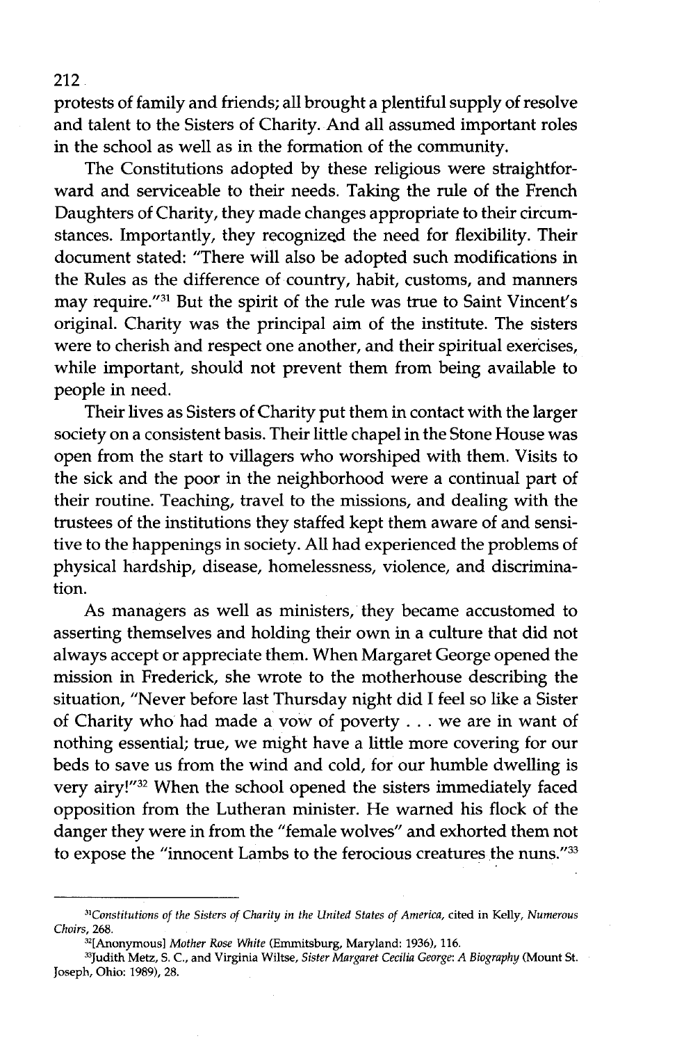protests of family and friends; all brought a plentiful supply of resolve and talent to the Sisters of Charity. And all assumed important roles in the school as well as in the formation of the community.

The Constitutions adopted by these religious were straightforward and serviceable to their needs. Taking the rule of the French Daughters of Charity, they made changes appropriate to their circumstances. Importantly, they recognized the need for flexibility. Their document stated: "There will also be adopted such modifications in the Rules as the difference of country, habit, customs, and manners may require."[31] But the spirit of the rule was true to Saint Vincent's original. Charity was the principal aim of the institute. The sisters were to cherish and respect one another, and their spiritual exercises, while important, should not prevent them from being available to people in need.

Their lives as Sisters of Charity put them in contact with the larger society on a consistent basis. Their little chapel in the Stone House was open from the start to villagers who worshiped with them. Visits to the sick and the poor in the neighborhood were a continual part of their routine. Teaching, travel to the missions, and dealing with the trustees of the institutions they staffed kept them aware of and sensitive to the happenings in society. All had experienced the problems of physical hardship, disease, homelessness, violence, and discrimination.

As managers as well as ministers, they became accustomed to asserting themselves and holding their own in a culture that did not always accept or appreciate them. When Margaret George opened the mission in Frederick, she wrote to the motherhouse describing the situation, "Never before last Thursday night did I feel so like a Sister of Charity who had made a vow of poverty . . . we are in want of nothing essential; true, we might have a little more covering for our beds to save us from the wind and cold, for our humble dwelling is very airy!"[32] When the school opened the sisters immediately faced opposition from the Lutheran minister. He warned his flock of the danger they were in from the "female wolves" and exhorted them not to expose the "innocent Lambs to the ferocious creatures the nuns."[33]

---

[31] *Constitutions of the Sisters of Charity in the United States of America*, cited in Kelly, *Numerous Choirs*, 268.

[32] [Anonymous] *Mother Rose White* (Emmitsburg, Maryland: 1936), 116.

[33] Judith Metz, S. C., and Virginia Wiltse, *Sister Margaret Cecilia George: A Biography* (Mount St. Joseph, Ohio: 1989), 28.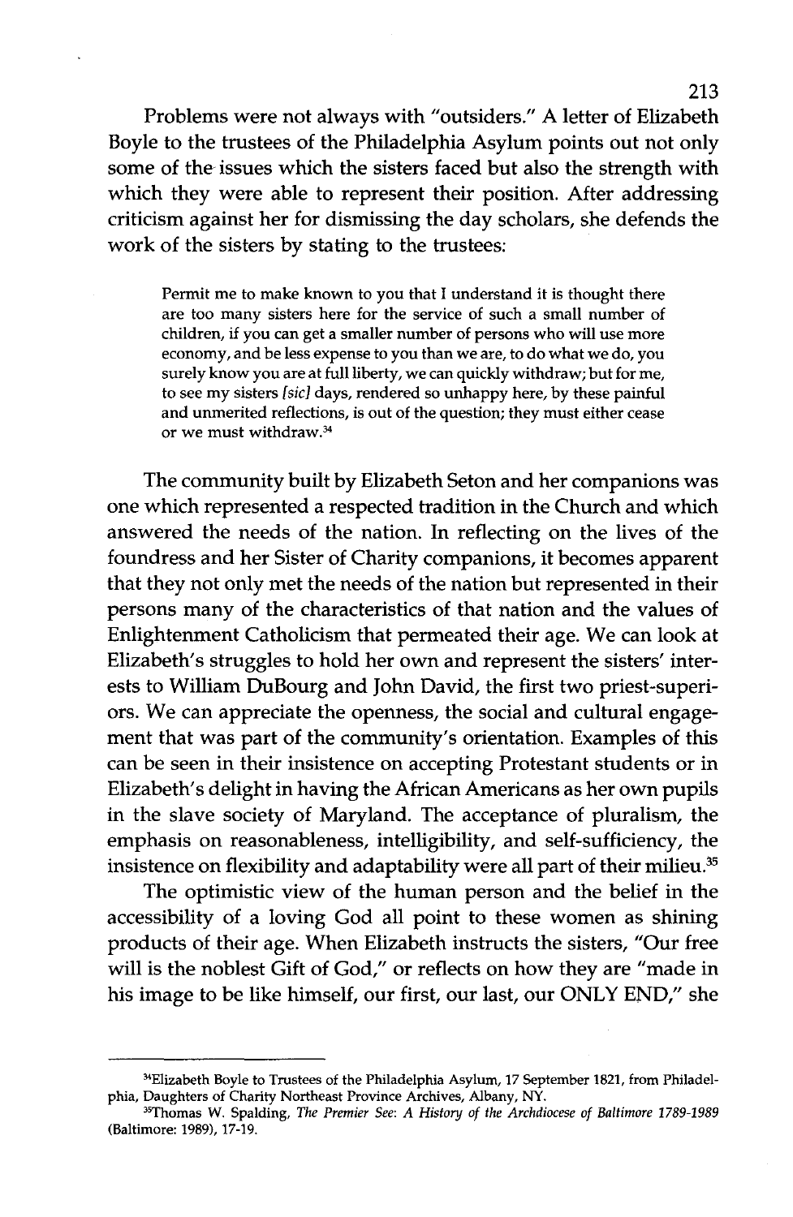Problems were not always with "outsiders." A letter of Elizabeth Boyle to the trustees of the Philadelphia Asylum points out not only some of the issues which the sisters faced but also the strength with which they were able to represent their position. After addressing criticism against her for dismissing the day scholars, she defends the work of the sisters by stating to the trustees:

> Permit me to make known to you that I understand it is thought there are too many sisters here for the service of such a small number of children, if you can get a smaller number of persons who will use more economy, and be less expense to you than we are, to do what we do, you surely know you are at full liberty, we can quickly withdraw; but for me, to see my sisters *[sic]* days, rendered so unhappy here, by these painful and unmerited reflections, is out of the question; they must either cease or we must withdraw.[34]

The community built by Elizabeth Seton and her companions was one which represented a respected tradition in the Church and which answered the needs of the nation. In reflecting on the lives of the foundress and her Sister of Charity companions, it becomes apparent that they not only met the needs of the nation but represented in their persons many of the characteristics of that nation and the values of Enlightenment Catholicism that permeated their age. We can look at Elizabeth's struggles to hold her own and represent the sisters' interests to William DuBourg and John David, the first two priest-superiors. We can appreciate the openness, the social and cultural engagement that was part of the community's orientation. Examples of this can be seen in their insistence on accepting Protestant students or in Elizabeth's delight in having the African Americans as her own pupils in the slave society of Maryland. The acceptance of pluralism, the emphasis on reasonableness, intelligibility, and self-sufficiency, the insistence on flexibility and adaptability were all part of their milieu.[35]

The optimistic view of the human person and the belief in the accessibility of a loving God all point to these women as shining products of their age. When Elizabeth instructs the sisters, "Our free will is the noblest Gift of God," or reflects on how they are "made in his image to be like himself, our first, our last, our ONLY END," she

---

[34]Elizabeth Boyle to Trustees of the Philadelphia Asylum, 17 September 1821, from Philadelphia, Daughters of Charity Northeast Province Archives, Albany, NY.

[35]Thomas W. Spalding, *The Premier See: A History of the Archdiocese of Baltimore 1789-1989* (Baltimore: 1989), 17-19.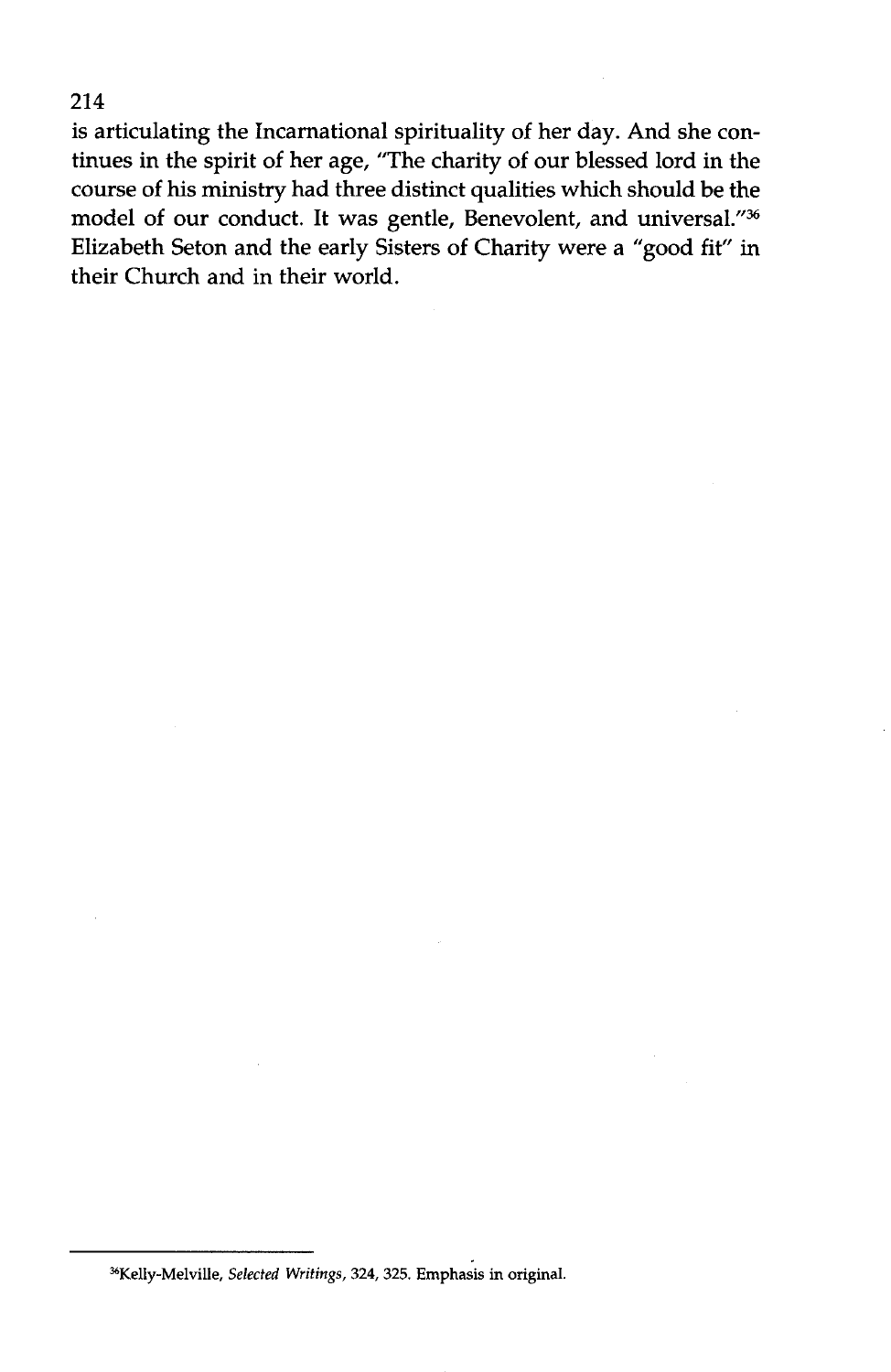is articulating the Incarnational spirituality of her day. And she continues in the spirit of her age, "The charity of our blessed lord in the course of his ministry had three distinct qualities which should be the model of our conduct. It was gentle, Benevolent, and universal."[36] Elizabeth Seton and the early Sisters of Charity were a "good fit" in their Church and in their world.

---

[36]Kelly-Melville, *Selected Writings*, 324, 325. Emphasis in original.